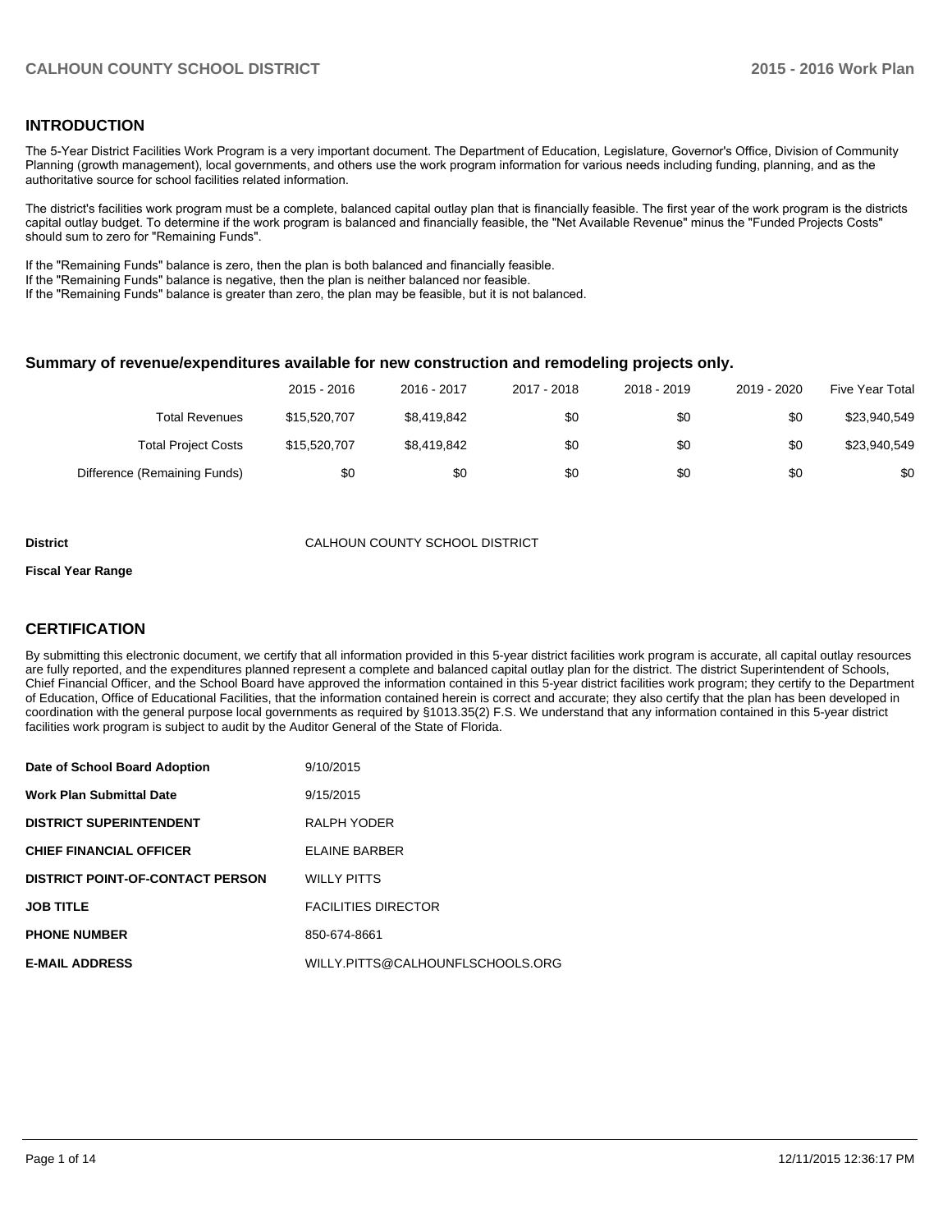## INTRODUCTION

The 5-Year District Facilities Work Program is a very important document. The Department of Education, Legislature, Governor's Office, Division of Community Planning (growth management), local governments, and others use the work program information for various needs including funding, planning, and as the authoritative source for school facilities related information.

The district's facilities work program must be a complete, balanced capital outlay plan that is financially feasible. The first year of the work program is the districts capital outlay budget. To determine if the work program is balanced and financially feasible, the "Net Available Revenue" minus the "Funded Projects Costs" should sum to zero for "Remaining Funds".

If the "Remaining Funds" balance is zero, then the plan is both balanced and financially feasible.
If the "Remaining Funds" balance is negative, then the plan is neither balanced nor feasible.
If the "Remaining Funds" balance is greater than zero, the plan may be feasible, but it is not balanced.

### Summary of revenue/expenditures available for new construction and remodeling projects only.

| | 2015 - 2016 | 2016 - 2017 | 2017 - 2018 | 2018 - 2019 | 2019 - 2020 | Five Year Total |
|---|---|---|---|---|---|---|
| Total Revenues | $15,520,707 | $8,419,842 | $0 | $0 | $0 | $23,940,549 |
| Total Project Costs | $15,520,707 | $8,419,842 | $0 | $0 | $0 | $23,940,549 |
| Difference (Remaining Funds) | $0 | $0 | $0 | $0 | $0 | $0 |

**District** CALHOUN COUNTY SCHOOL DISTRICT

**Fiscal Year Range**

## CERTIFICATION

By submitting this electronic document, we certify that all information provided in this 5-year district facilities work program is accurate, all capital outlay resources are fully reported, and the expenditures planned represent a complete and balanced capital outlay plan for the district. The district Superintendent of Schools, Chief Financial Officer, and the School Board have approved the information contained in this 5-year district facilities work program; they certify to the Department of Education, Office of Educational Facilities, that the information contained herein is correct and accurate; they also certify that the plan has been developed in coordination with the general purpose local governments as required by §1013.35(2) F.S. We understand that any information contained in this 5-year district facilities work program is subject to audit by the Auditor General of the State of Florida.

| | |
|---|---|
| **Date of School Board Adoption** | 9/10/2015 |
| **Work Plan Submittal Date** | 9/15/2015 |
| **DISTRICT SUPERINTENDENT** | RALPH YODER |
| **CHIEF FINANCIAL OFFICER** | ELAINE BARBER |
| **DISTRICT POINT-OF-CONTACT PERSON** | WILLY PITTS |
| **JOB TITLE** | FACILITIES DIRECTOR |
| **PHONE NUMBER** | 850-674-8661 |
| **E-MAIL ADDRESS** | WILLY.PITTS@CALHOUNFLSCHOOLS.ORG |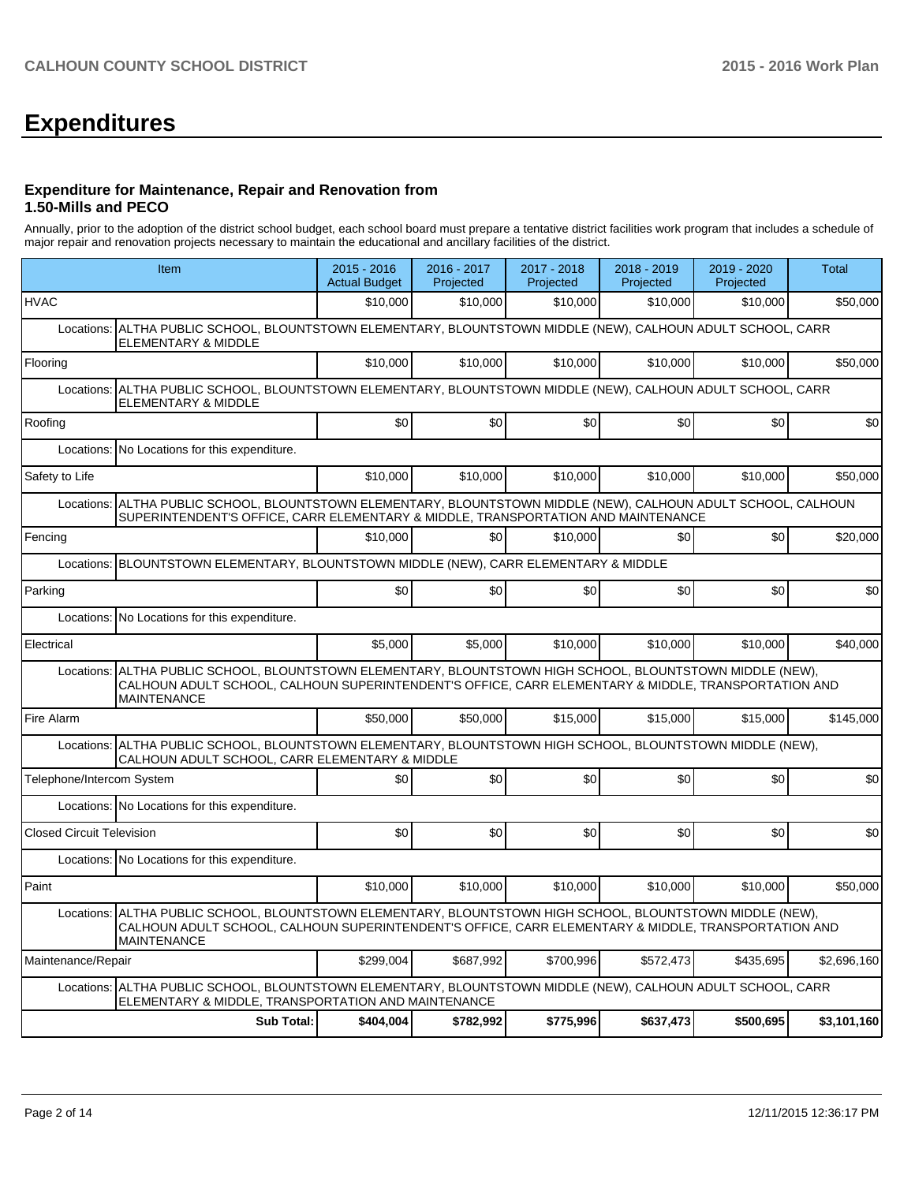# Expenditures

### Expenditure for Maintenance, Repair and Renovation from 1.50-Mills and PECO

Annually, prior to the adoption of the district school budget, each school board must prepare a tentative district facilities work program that includes a schedule of major repair and renovation projects necessary to maintain the educational and ancillary facilities of the district.

| Item | 2015 - 2016 Actual Budget | 2016 - 2017 Projected | 2017 - 2018 Projected | 2018 - 2019 Projected | 2019 - 2020 Projected | Total |
|---|---|---|---|---|---|---|
| HVAC | $10,000 | $10,000 | $10,000 | $10,000 | $10,000 | $50,000 |
| Locations: ALTHA PUBLIC SCHOOL, BLOUNTSTOWN ELEMENTARY, BLOUNTSTOWN MIDDLE (NEW), CALHOUN ADULT SCHOOL, CARR ELEMENTARY & MIDDLE | | | | | | |
| Flooring | $10,000 | $10,000 | $10,000 | $10,000 | $10,000 | $50,000 |
| Locations: ALTHA PUBLIC SCHOOL, BLOUNTSTOWN ELEMENTARY, BLOUNTSTOWN MIDDLE (NEW), CALHOUN ADULT SCHOOL, CARR ELEMENTARY & MIDDLE | | | | | | |
| Roofing | $0 | $0 | $0 | $0 | $0 | $0 |
| Locations: No Locations for this expenditure. | | | | | | |
| Safety to Life | $10,000 | $10,000 | $10,000 | $10,000 | $10,000 | $50,000 |
| Locations: ALTHA PUBLIC SCHOOL, BLOUNTSTOWN ELEMENTARY, BLOUNTSTOWN MIDDLE (NEW), CALHOUN ADULT SCHOOL, CALHOUN SUPERINTENDENT'S OFFICE, CARR ELEMENTARY & MIDDLE, TRANSPORTATION AND MAINTENANCE | | | | | | |
| Fencing | $10,000 | $0 | $10,000 | $0 | $0 | $20,000 |
| Locations: BLOUNTSTOWN ELEMENTARY, BLOUNTSTOWN MIDDLE (NEW), CARR ELEMENTARY & MIDDLE | | | | | | |
| Parking | $0 | $0 | $0 | $0 | $0 | $0 |
| Locations: No Locations for this expenditure. | | | | | | |
| Electrical | $5,000 | $5,000 | $10,000 | $10,000 | $10,000 | $40,000 |
| Locations: ALTHA PUBLIC SCHOOL, BLOUNTSTOWN ELEMENTARY, BLOUNTSTOWN HIGH SCHOOL, BLOUNTSTOWN MIDDLE (NEW), CALHOUN ADULT SCHOOL, CALHOUN SUPERINTENDENT'S OFFICE, CARR ELEMENTARY & MIDDLE, TRANSPORTATION AND MAINTENANCE | | | | | | |
| Fire Alarm | $50,000 | $50,000 | $15,000 | $15,000 | $15,000 | $145,000 |
| Locations: ALTHA PUBLIC SCHOOL, BLOUNTSTOWN ELEMENTARY, BLOUNTSTOWN HIGH SCHOOL, BLOUNTSTOWN MIDDLE (NEW), CALHOUN ADULT SCHOOL, CARR ELEMENTARY & MIDDLE | | | | | | |
| Telephone/Intercom System | $0 | $0 | $0 | $0 | $0 | $0 |
| Locations: No Locations for this expenditure. | | | | | | |
| Closed Circuit Television | $0 | $0 | $0 | $0 | $0 | $0 |
| Locations: No Locations for this expenditure. | | | | | | |
| Paint | $10,000 | $10,000 | $10,000 | $10,000 | $10,000 | $50,000 |
| Locations: ALTHA PUBLIC SCHOOL, BLOUNTSTOWN ELEMENTARY, BLOUNTSTOWN HIGH SCHOOL, BLOUNTSTOWN MIDDLE (NEW), CALHOUN ADULT SCHOOL, CALHOUN SUPERINTENDENT'S OFFICE, CARR ELEMENTARY & MIDDLE, TRANSPORTATION AND MAINTENANCE | | | | | | |
| Maintenance/Repair | $299,004 | $687,992 | $700,996 | $572,473 | $435,695 | $2,696,160 |
| Locations: ALTHA PUBLIC SCHOOL, BLOUNTSTOWN ELEMENTARY, BLOUNTSTOWN MIDDLE (NEW), CALHOUN ADULT SCHOOL, CARR ELEMENTARY & MIDDLE, TRANSPORTATION AND MAINTENANCE | | | | | | |
| **Sub Total:** | **$404,004** | **$782,992** | **$775,996** | **$637,473** | **$500,695** | **$3,101,160** |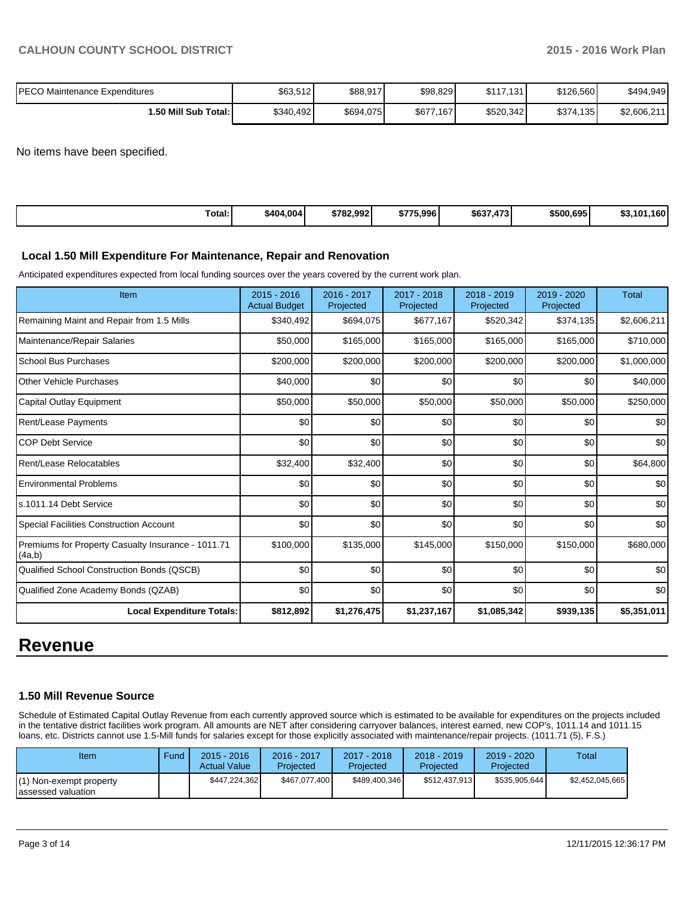| PECO Maintenance Expenditures | $63,512 | $88,917 | $98,829 | $117,131 | $126,560 | $494,949 |
|---|---|---|---|---|---|---|
| **1.50 Mill Sub Total:** | $340,492 | $694,075 | $677,167 | $520,342 | $374,135 | $2,606,211 |

No items have been specified.

| Total: | $404,004 | $782,992 | $775,996 | $637,473 | $500,695 | $3,101,160 |
|---|---|---|---|---|---|---|

### Local 1.50 Mill Expenditure For Maintenance, Repair and Renovation

Anticipated expenditures expected from local funding sources over the years covered by the current work plan.

| Item | 2015 - 2016 Actual Budget | 2016 - 2017 Projected | 2017 - 2018 Projected | 2018 - 2019 Projected | 2019 - 2020 Projected | Total |
|---|---|---|---|---|---|---|
| Remaining Maint and Repair from 1.5 Mills | $340,492 | $694,075 | $677,167 | $520,342 | $374,135 | $2,606,211 |
| Maintenance/Repair Salaries | $50,000 | $165,000 | $165,000 | $165,000 | $165,000 | $710,000 |
| School Bus Purchases | $200,000 | $200,000 | $200,000 | $200,000 | $200,000 | $1,000,000 |
| Other Vehicle Purchases | $40,000 | $0 | $0 | $0 | $0 | $40,000 |
| Capital Outlay Equipment | $50,000 | $50,000 | $50,000 | $50,000 | $50,000 | $250,000 |
| Rent/Lease Payments | $0 | $0 | $0 | $0 | $0 | $0 |
| COP Debt Service | $0 | $0 | $0 | $0 | $0 | $0 |
| Rent/Lease Relocatables | $32,400 | $32,400 | $0 | $0 | $0 | $64,800 |
| Environmental Problems | $0 | $0 | $0 | $0 | $0 | $0 |
| s.1011.14 Debt Service | $0 | $0 | $0 | $0 | $0 | $0 |
| Special Facilities Construction Account | $0 | $0 | $0 | $0 | $0 | $0 |
| Premiums for Property Casualty Insurance - 1011.71 (4a,b) | $100,000 | $135,000 | $145,000 | $150,000 | $150,000 | $680,000 |
| Qualified School Construction Bonds (QSCB) | $0 | $0 | $0 | $0 | $0 | $0 |
| Qualified Zone Academy Bonds (QZAB) | $0 | $0 | $0 | $0 | $0 | $0 |
| **Local Expenditure Totals:** | **$812,892** | **$1,276,475** | **$1,237,167** | **$1,085,342** | **$939,135** | **$5,351,011** |

# Revenue

### 1.50 Mill Revenue Source

Schedule of Estimated Capital Outlay Revenue from each currently approved source which is estimated to be available for expenditures on the projects included in the tentative district facilities work program. All amounts are NET after considering carryover balances, interest earned, new COP's, 1011.14 and 1011.15 loans, etc. Districts cannot use 1.5-Mill funds for salaries except for those explicitly associated with maintenance/repair projects. (1011.71 (5), F.S.)

| Item | Fund | 2015 - 2016 Actual Value | 2016 - 2017 Projected | 2017 - 2018 Projected | 2018 - 2019 Projected | 2019 - 2020 Projected | Total |
|---|---|---|---|---|---|---|---|
| (1) Non-exempt property assessed valuation | | $447,224,362 | $467,077,400 | $489,400,346 | $512,437,913 | $535,905,644 | $2,452,045,665 |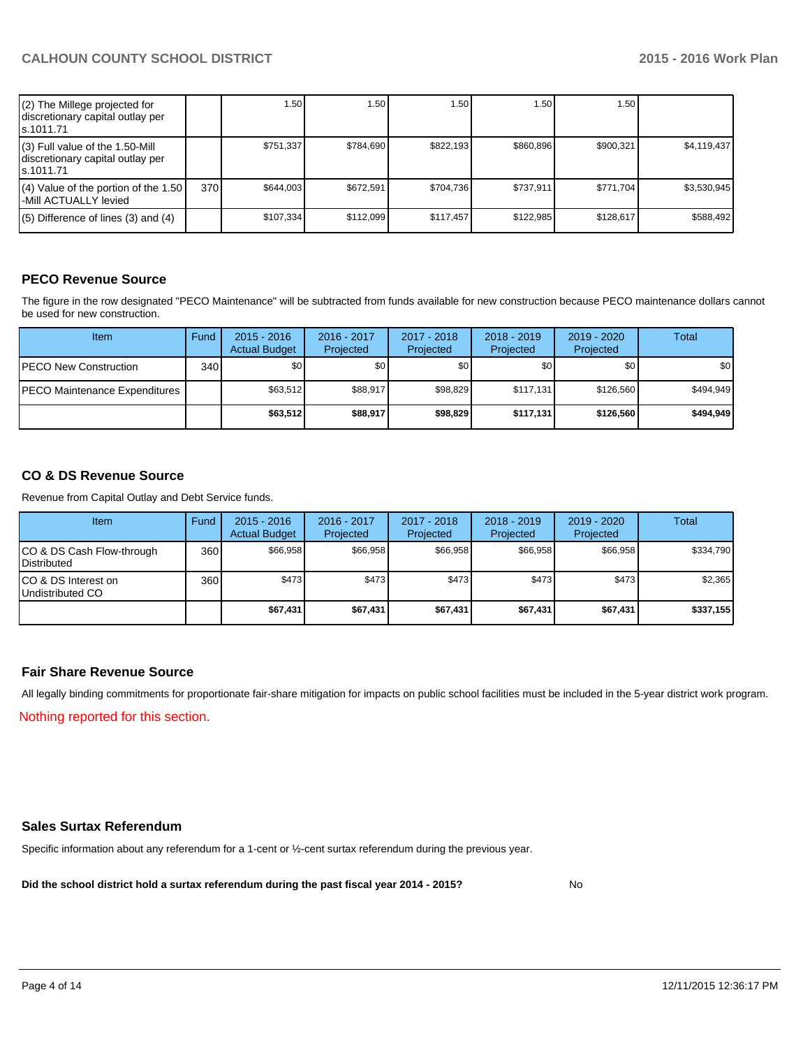| (2) The Millege projected for discretionary capital outlay per s.1011.71 | | 1.50 | 1.50 | 1.50 | 1.50 | 1.50 | |
|---|---|---|---|---|---|---|---|
| (3) Full value of the 1.50-Mill discretionary capital outlay per s.1011.71 | | $751,337 | $784,690 | $822,193 | $860,896 | $900,321 | $4,119,437 |
| (4) Value of the portion of the 1.50 -Mill ACTUALLY levied | 370 | $644,003 | $672,591 | $704,736 | $737,911 | $771,704 | $3,530,945 |
| (5) Difference of lines (3) and (4) | | $107,334 | $112,099 | $117,457 | $122,985 | $128,617 | $588,492 |

## PECO Revenue Source

The figure in the row designated "PECO Maintenance" will be subtracted from funds available for new construction because PECO maintenance dollars cannot be used for new construction.

| Item | Fund | 2015 - 2016 Actual Budget | 2016 - 2017 Projected | 2017 - 2018 Projected | 2018 - 2019 Projected | 2019 - 2020 Projected | Total |
|---|---|---|---|---|---|---|---|
| PECO New Construction | 340 | $0 | $0 | $0 | $0 | $0 | $0 |
| PECO Maintenance Expenditures | | $63,512 | $88,917 | $98,829 | $117,131 | $126,560 | $494,949 |
| | | **$63,512** | **$88,917** | **$98,829** | **$117,131** | **$126,560** | **$494,949** |

## CO & DS Revenue Source

Revenue from Capital Outlay and Debt Service funds.

| Item | Fund | 2015 - 2016 Actual Budget | 2016 - 2017 Projected | 2017 - 2018 Projected | 2018 - 2019 Projected | 2019 - 2020 Projected | Total |
|---|---|---|---|---|---|---|---|
| CO & DS Cash Flow-through Distributed | 360 | $66,958 | $66,958 | $66,958 | $66,958 | $66,958 | $334,790 |
| CO & DS Interest on Undistributed CO | 360 | $473 | $473 | $473 | $473 | $473 | $2,365 |
| | | **$67,431** | **$67,431** | **$67,431** | **$67,431** | **$67,431** | **$337,155** |

## Fair Share Revenue Source

All legally binding commitments for proportionate fair-share mitigation for impacts on public school facilities must be included in the 5-year district work program.

Nothing reported for this section.

## Sales Surtax Referendum

Specific information about any referendum for a 1-cent or ½-cent surtax referendum during the previous year.

**Did the school district hold a surtax referendum during the past fiscal year 2014 - 2015?** No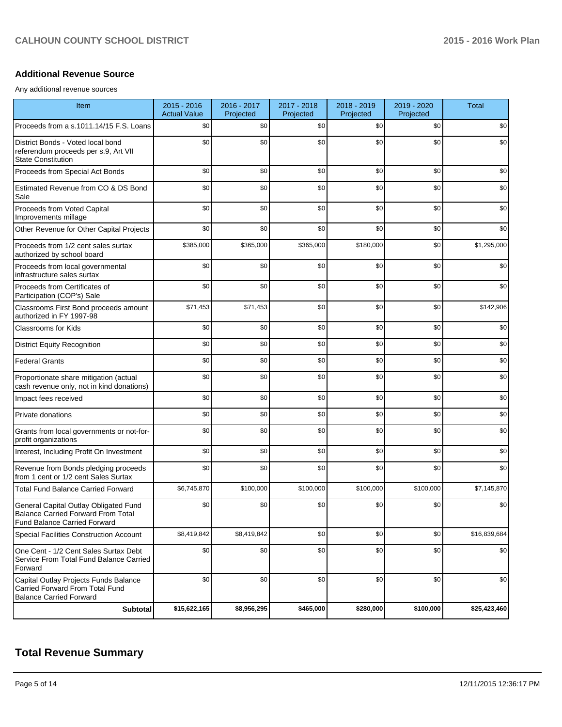## Additional Revenue Source

Any additional revenue sources

| Item | 2015 - 2016 Actual Value | 2016 - 2017 Projected | 2017 - 2018 Projected | 2018 - 2019 Projected | 2019 - 2020 Projected | Total |
|---|---|---|---|---|---|---|
| Proceeds from a s.1011.14/15 F.S. Loans | $0 | $0 | $0 | $0 | $0 | $0 |
| District Bonds - Voted local bond referendum proceeds per s.9, Art VII State Constitution | $0 | $0 | $0 | $0 | $0 | $0 |
| Proceeds from Special Act Bonds | $0 | $0 | $0 | $0 | $0 | $0 |
| Estimated Revenue from CO & DS Bond Sale | $0 | $0 | $0 | $0 | $0 | $0 |
| Proceeds from Voted Capital Improvements millage | $0 | $0 | $0 | $0 | $0 | $0 |
| Other Revenue for Other Capital Projects | $0 | $0 | $0 | $0 | $0 | $0 |
| Proceeds from 1/2 cent sales surtax authorized by school board | $385,000 | $365,000 | $365,000 | $180,000 | $0 | $1,295,000 |
| Proceeds from local governmental infrastructure sales surtax | $0 | $0 | $0 | $0 | $0 | $0 |
| Proceeds from Certificates of Participation (COP's) Sale | $0 | $0 | $0 | $0 | $0 | $0 |
| Classrooms First Bond proceeds amount authorized in FY 1997-98 | $71,453 | $71,453 | $0 | $0 | $0 | $142,906 |
| Classrooms for Kids | $0 | $0 | $0 | $0 | $0 | $0 |
| District Equity Recognition | $0 | $0 | $0 | $0 | $0 | $0 |
| Federal Grants | $0 | $0 | $0 | $0 | $0 | $0 |
| Proportionate share mitigation (actual cash revenue only, not in kind donations) | $0 | $0 | $0 | $0 | $0 | $0 |
| Impact fees received | $0 | $0 | $0 | $0 | $0 | $0 |
| Private donations | $0 | $0 | $0 | $0 | $0 | $0 |
| Grants from local governments or not-for-profit organizations | $0 | $0 | $0 | $0 | $0 | $0 |
| Interest, Including Profit On Investment | $0 | $0 | $0 | $0 | $0 | $0 |
| Revenue from Bonds pledging proceeds from 1 cent or 1/2 cent Sales Surtax | $0 | $0 | $0 | $0 | $0 | $0 |
| Total Fund Balance Carried Forward | $6,745,870 | $100,000 | $100,000 | $100,000 | $100,000 | $7,145,870 |
| General Capital Outlay Obligated Fund Balance Carried Forward From Total Fund Balance Carried Forward | $0 | $0 | $0 | $0 | $0 | $0 |
| Special Facilities Construction Account | $8,419,842 | $8,419,842 | $0 | $0 | $0 | $16,839,684 |
| One Cent - 1/2 Cent Sales Surtax Debt Service From Total Fund Balance Carried Forward | $0 | $0 | $0 | $0 | $0 | $0 |
| Capital Outlay Projects Funds Balance Carried Forward From Total Fund Balance Carried Forward | $0 | $0 | $0 | $0 | $0 | $0 |
| **Subtotal** | **$15,622,165** | **$8,956,295** | **$465,000** | **$280,000** | **$100,000** | **$25,423,460** |

# Total Revenue Summary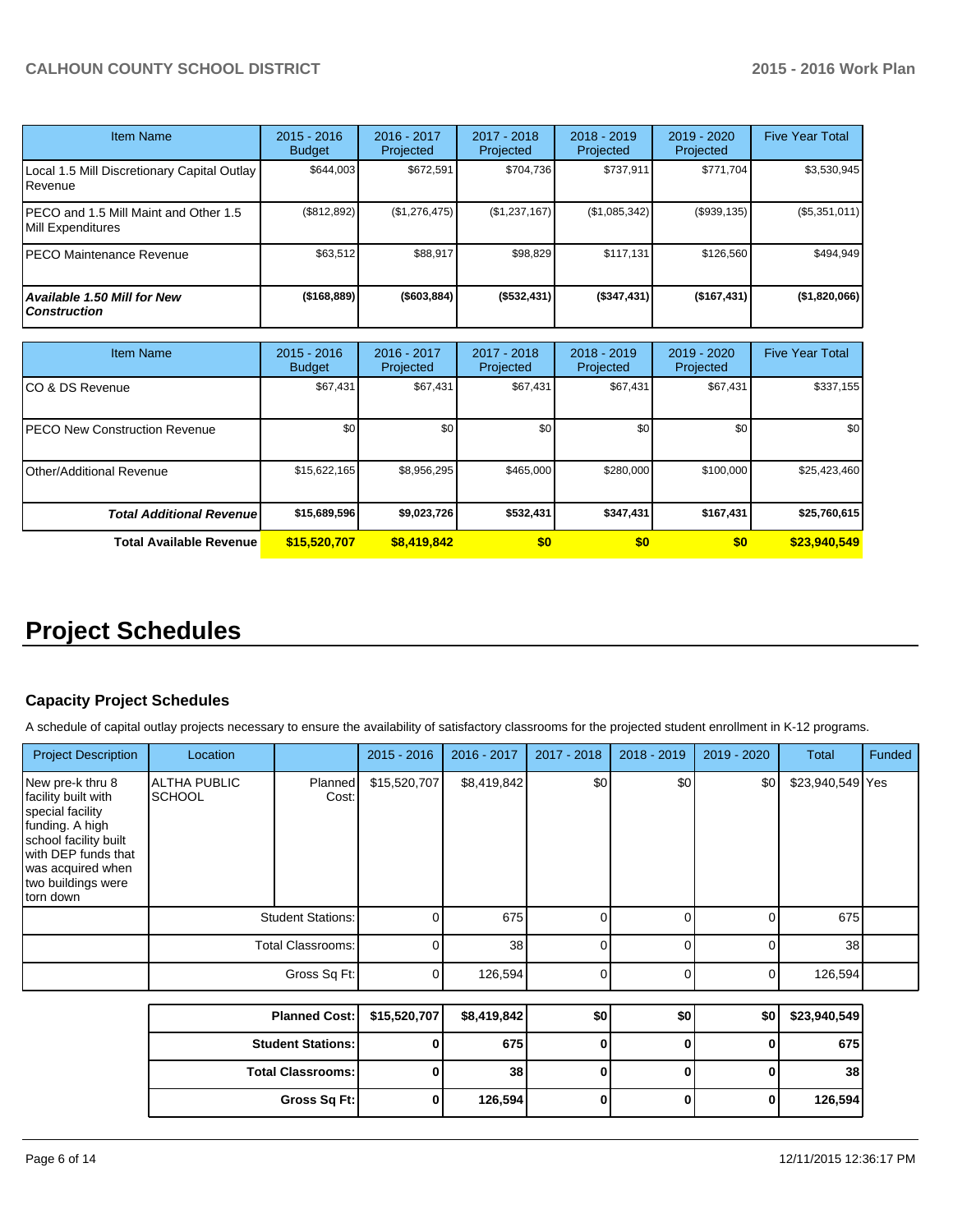| Item Name | 2015 - 2016 Budget | 2016 - 2017 Projected | 2017 - 2018 Projected | 2018 - 2019 Projected | 2019 - 2020 Projected | Five Year Total |
|---|---|---|---|---|---|---|
| Local 1.5 Mill Discretionary Capital Outlay Revenue | $644,003 | $672,591 | $704,736 | $737,911 | $771,704 | $3,530,945 |
| PECO and 1.5 Mill Maint and Other 1.5 Mill Expenditures | ($812,892) | ($1,276,475) | ($1,237,167) | ($1,085,342) | ($939,135) | ($5,351,011) |
| PECO Maintenance Revenue | $63,512 | $88,917 | $98,829 | $117,131 | $126,560 | $494,949 |
| ***Available 1.50 Mill for New Construction*** | **($168,889)** | **($603,884)** | **($532,431)** | **($347,431)** | **($167,431)** | **($1,820,066)** |

| Item Name | 2015 - 2016 Budget | 2016 - 2017 Projected | 2017 - 2018 Projected | 2018 - 2019 Projected | 2019 - 2020 Projected | Five Year Total |
|---|---|---|---|---|---|---|
| CO & DS Revenue | $67,431 | $67,431 | $67,431 | $67,431 | $67,431 | $337,155 |
| PECO New Construction Revenue | $0 | $0 | $0 | $0 | $0 | $0 |
| Other/Additional Revenue | $15,622,165 | $8,956,295 | $465,000 | $280,000 | $100,000 | $25,423,460 |
| ***Total Additional Revenue*** | **$15,689,596** | **$9,023,726** | **$532,431** | **$347,431** | **$167,431** | **$25,760,615** |
| **Total Available Revenue** | **$15,520,707** | **$8,419,842** | **$0** | **$0** | **$0** | **$23,940,549** |

# Project Schedules

### Capacity Project Schedules

A schedule of capital outlay projects necessary to ensure the availability of satisfactory classrooms for the projected student enrollment in K-12 programs.

| Project Description | Location | | 2015 - 2016 | 2016 - 2017 | 2017 - 2018 | 2018 - 2019 | 2019 - 2020 | Total | Funded |
|---|---|---|---|---|---|---|---|---|---|
| New pre-k thru 8 facility built with special facility funding. A high school facility built with DEP funds that was acquired when two buildings were torn down | ALTHA PUBLIC SCHOOL | Planned Cost: | $15,520,707 | $8,419,842 | $0 | $0 | $0 | $23,940,549 | Yes |
| | | Student Stations: | 0 | 675 | 0 | 0 | 0 | 675 | |
| | | Total Classrooms: | 0 | 38 | 0 | 0 | 0 | 38 | |
| | | Gross Sq Ft: | 0 | 126,594 | 0 | 0 | 0 | 126,594 | |

| | 2015 - 2016 | 2016 - 2017 | 2017 - 2018 | 2018 - 2019 | 2019 - 2020 | Total |
|---|---|---|---|---|---|---|
| **Planned Cost:** | **$15,520,707** | **$8,419,842** | **$0** | **$0** | **$0** | **$23,940,549** |
| **Student Stations:** | **0** | **675** | **0** | **0** | **0** | **675** |
| **Total Classrooms:** | **0** | **38** | **0** | **0** | **0** | **38** |
| **Gross Sq Ft:** | **0** | **126,594** | **0** | **0** | **0** | **126,594** |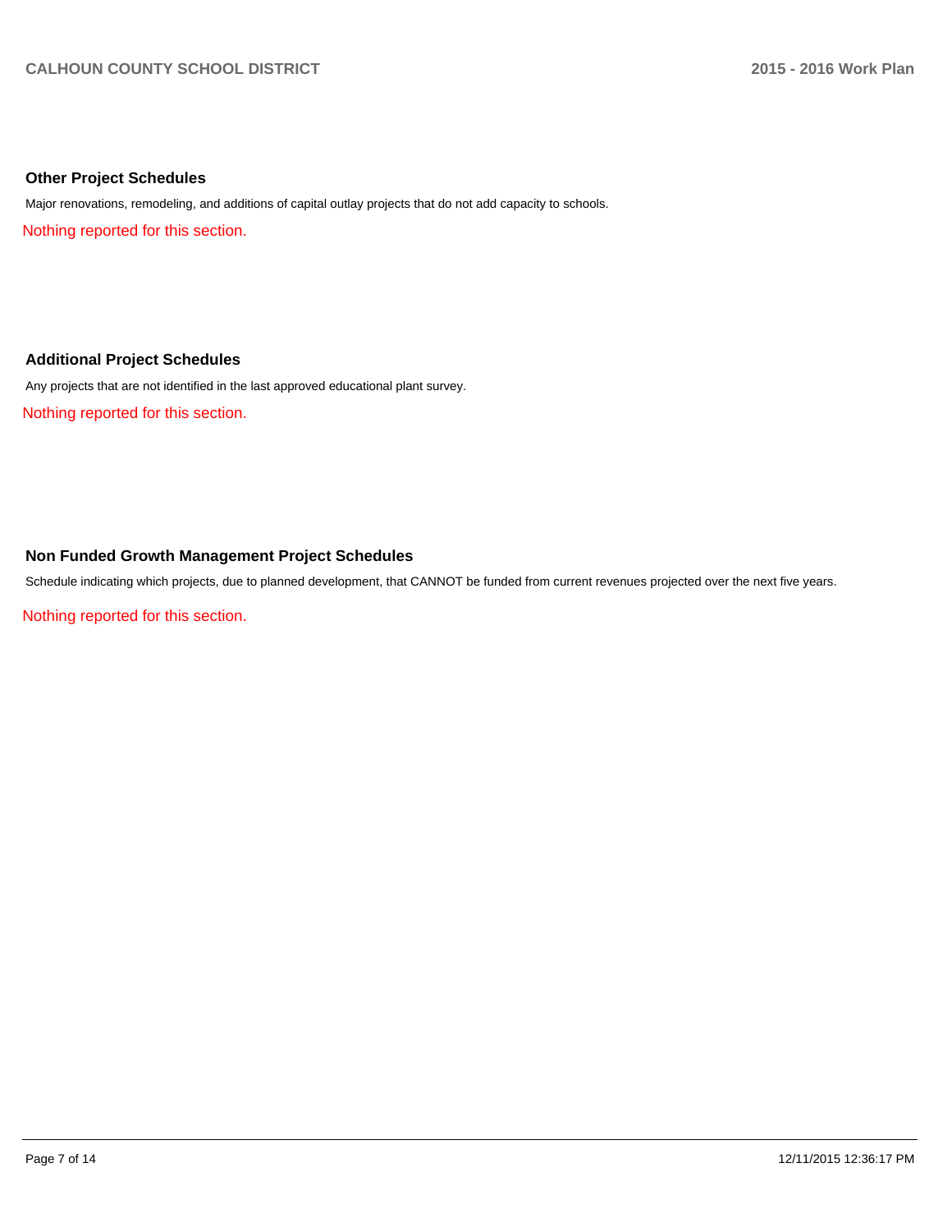## Other Project Schedules

Major renovations, remodeling, and additions of capital outlay projects that do not add capacity to schools.

Nothing reported for this section.

## Additional Project Schedules

Any projects that are not identified in the last approved educational plant survey.

Nothing reported for this section.

## Non Funded Growth Management Project Schedules

Schedule indicating which projects, due to planned development, that CANNOT be funded from current revenues projected over the next five years.

Nothing reported for this section.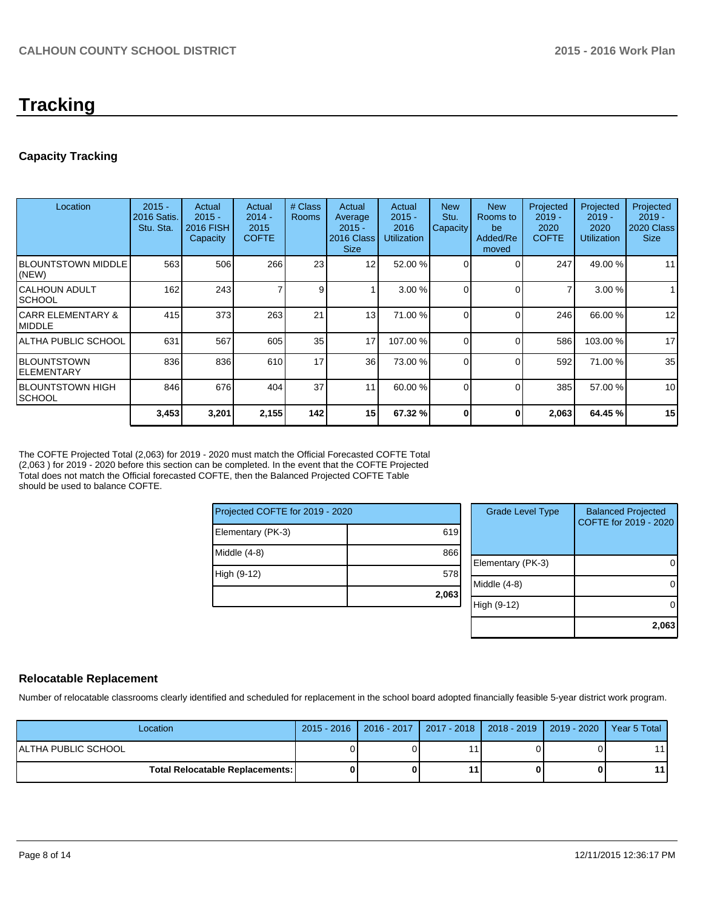# Tracking

## Capacity Tracking

| Location | 2015 - 2016 Satis. Stu. Sta. | Actual 2015 - 2016 FISH Capacity | Actual 2014 - 2015 COFTE | # Class Rooms | Actual Average 2015 - 2016 Class Size | Actual 2015 - 2016 Utilization | New Stu. Capacity | New Rooms to be Added/Re moved | Projected 2019 - 2020 COFTE | Projected 2019 - 2020 Utilization | Projected 2019 - 2020 Class Size |
|---|---|---|---|---|---|---|---|---|---|---|---|
| BLOUNTSTOWN MIDDLE (NEW) | 563 | 506 | 266 | 23 | 12 | 52.00 % | 0 | 0 | 247 | 49.00 % | 11 |
| CALHOUN ADULT SCHOOL | 162 | 243 | 7 | 9 | 1 | 3.00 % | 0 | 0 | 7 | 3.00 % | 1 |
| CARR ELEMENTARY & MIDDLE | 415 | 373 | 263 | 21 | 13 | 71.00 % | 0 | 0 | 246 | 66.00 % | 12 |
| ALTHA PUBLIC SCHOOL | 631 | 567 | 605 | 35 | 17 | 107.00 % | 0 | 0 | 586 | 103.00 % | 17 |
| BLOUNTSTOWN ELEMENTARY | 836 | 836 | 610 | 17 | 36 | 73.00 % | 0 | 0 | 592 | 71.00 % | 35 |
| BLOUNTSTOWN HIGH SCHOOL | 846 | 676 | 404 | 37 | 11 | 60.00 % | 0 | 0 | 385 | 57.00 % | 10 |
| | **3,453** | **3,201** | **2,155** | **142** | **15** | **67.32 %** | **0** | **0** | **2,063** | **64.45 %** | **15** |

The COFTE Projected Total (2,063) for 2019 - 2020 must match the Official Forecasted COFTE Total (2,063 ) for 2019 - 2020 before this section can be completed. In the event that the COFTE Projected Total does not match the Official forecasted COFTE, then the Balanced Projected COFTE Table should be used to balance COFTE.

| Projected COFTE for 2019 - 2020 | |
|---|---|
| Elementary (PK-3) | 619 |
| Middle (4-8) | 866 |
| High (9-12) | 578 |
| | **2,063** |

| Grade Level Type | Balanced Projected COFTE for 2019 - 2020 |
|---|---|
| Elementary (PK-3) | 0 |
| Middle (4-8) | 0 |
| High (9-12) | 0 |
| | **2,063** |

## Relocatable Replacement

Number of relocatable classrooms clearly identified and scheduled for replacement in the school board adopted financially feasible 5-year district work program.

| Location | 2015 - 2016 | 2016 - 2017 | 2017 - 2018 | 2018 - 2019 | 2019 - 2020 | Year 5 Total |
|---|---|---|---|---|---|---|
| ALTHA PUBLIC SCHOOL | 0 | 0 | 11 | 0 | 0 | 11 |
| **Total Relocatable Replacements:** | **0** | **0** | **11** | **0** | **0** | **11** |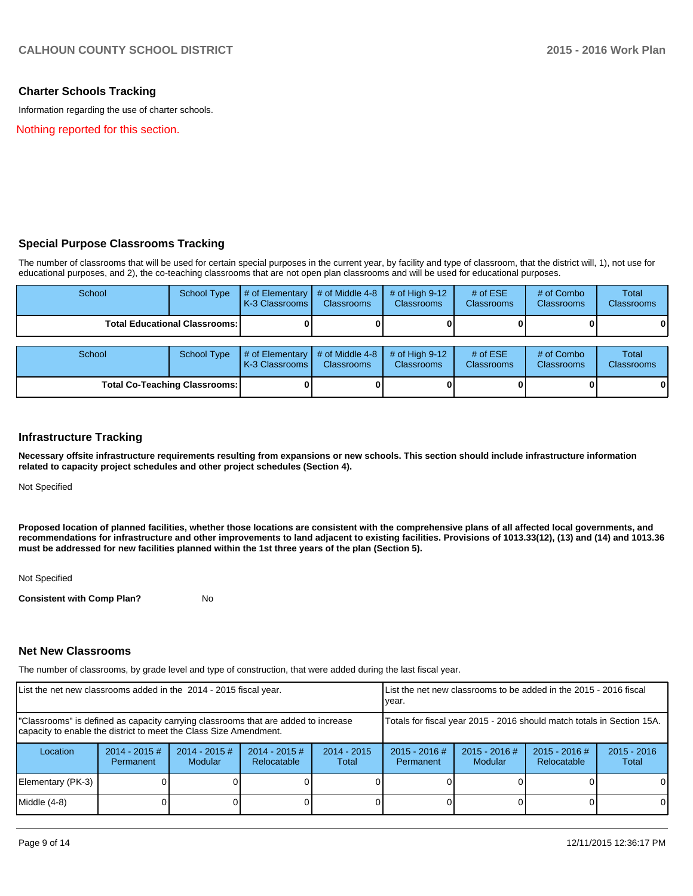## Charter Schools Tracking

Information regarding the use of charter schools.

Nothing reported for this section.

## Special Purpose Classrooms Tracking

The number of classrooms that will be used for certain special purposes in the current year, by facility and type of classroom, that the district will, 1), not use for educational purposes, and 2), the co-teaching classrooms that are not open plan classrooms and will be used for educational purposes.

| School | School Type | # of Elementary K-3 Classrooms | # of Middle 4-8 Classrooms | # of High 9-12 Classrooms | # of ESE Classrooms | # of Combo Classrooms | Total Classrooms |
|---|---|---|---|---|---|---|---|
| **Total Educational Classrooms:** | | **0** | **0** | **0** | **0** | **0** | **0** |

| School | School Type | # of Elementary K-3 Classrooms | # of Middle 4-8 Classrooms | # of High 9-12 Classrooms | # of ESE Classrooms | # of Combo Classrooms | Total Classrooms |
|---|---|---|---|---|---|---|---|
| **Total Co-Teaching Classrooms:** | | **0** | **0** | **0** | **0** | **0** | **0** |

## Infrastructure Tracking

**Necessary offsite infrastructure requirements resulting from expansions or new schools. This section should include infrastructure information related to capacity project schedules and other project schedules (Section 4).**

Not Specified

**Proposed location of planned facilities, whether those locations are consistent with the comprehensive plans of all affected local governments, and recommendations for infrastructure and other improvements to land adjacent to existing facilities. Provisions of 1013.33(12), (13) and (14) and 1013.36 must be addressed for new facilities planned within the 1st three years of the plan (Section 5).**

Not Specified

**Consistent with Comp Plan?** No

## Net New Classrooms

The number of classrooms, by grade level and type of construction, that were added during the last fiscal year.

| List the net new classrooms added in the 2014 - 2015 fiscal year. | | | | | List the net new classrooms to be added in the 2015 - 2016 fiscal year. | | | |
|---|---|---|---|---|---|---|---|---|
| "Classrooms" is defined as capacity carrying classrooms that are added to increase capacity to enable the district to meet the Class Size Amendment. | | | | | Totals for fiscal year 2015 - 2016 should match totals in Section 15A. | | | |
| Location | 2014 - 2015 # Permanent | 2014 - 2015 # Modular | 2014 - 2015 # Relocatable | 2014 - 2015 Total | 2015 - 2016 # Permanent | 2015 - 2016 # Modular | 2015 - 2016 # Relocatable | 2015 - 2016 Total |
| Elementary (PK-3) | 0 | 0 | 0 | 0 | 0 | 0 | 0 | 0 |
| Middle (4-8) | 0 | 0 | 0 | 0 | 0 | 0 | 0 | 0 |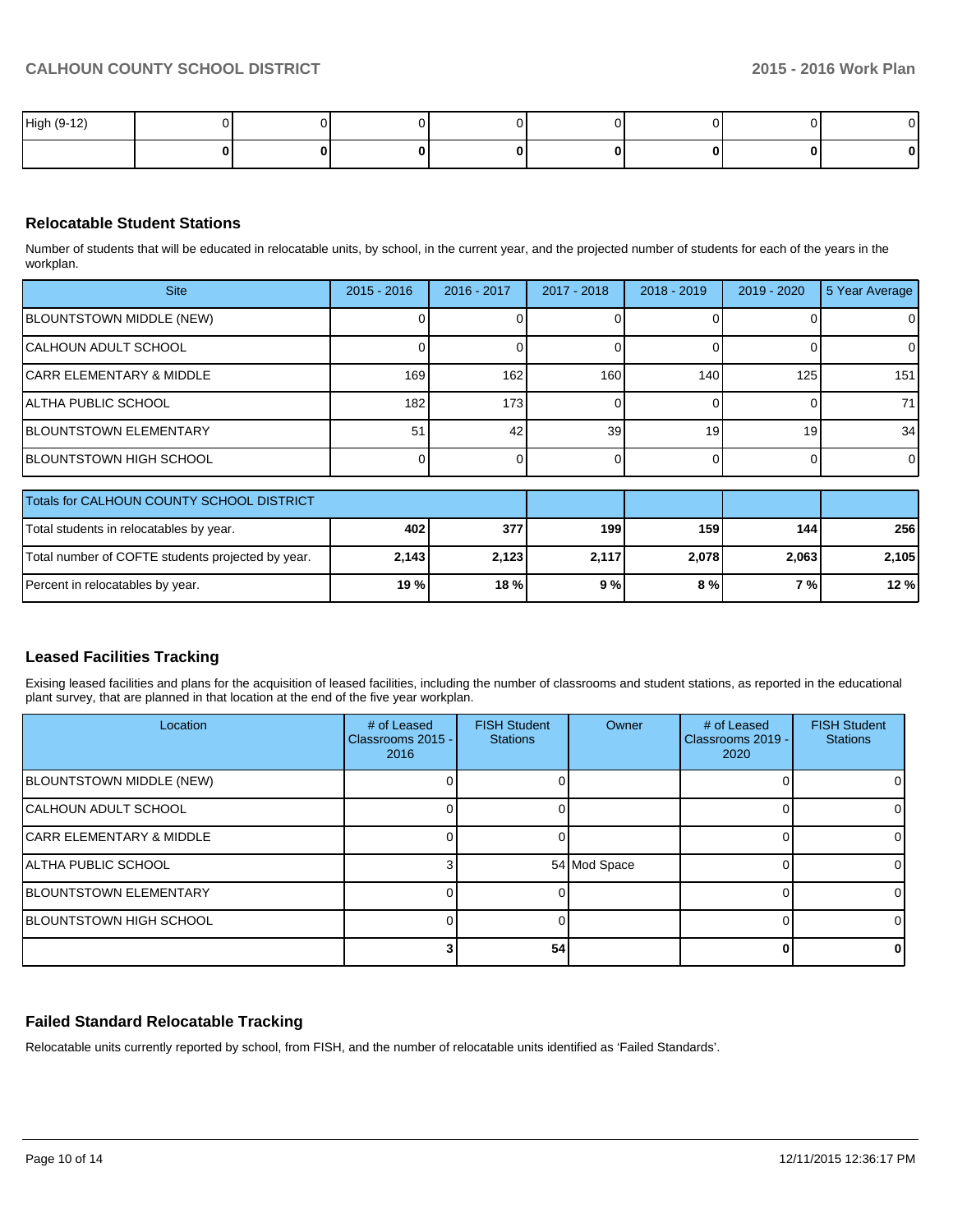| High (9-12) | 0 | 0 | 0 | 0 | 0 | 0 | 0 | 0 |
|---|---|---|---|---|---|---|---|---|
| | **0** | **0** | **0** | **0** | **0** | **0** | **0** | **0** |

## Relocatable Student Stations

Number of students that will be educated in relocatable units, by school, in the current year, and the projected number of students for each of the years in the workplan.

| Site | 2015 - 2016 | 2016 - 2017 | 2017 - 2018 | 2018 - 2019 | 2019 - 2020 | 5 Year Average |
|---|---|---|---|---|---|---|
| BLOUNTSTOWN MIDDLE (NEW) | 0 | 0 | 0 | 0 | 0 | 0 |
| CALHOUN ADULT SCHOOL | 0 | 0 | 0 | 0 | 0 | 0 |
| CARR ELEMENTARY & MIDDLE | 169 | 162 | 160 | 140 | 125 | 151 |
| ALTHA PUBLIC SCHOOL | 182 | 173 | 0 | 0 | 0 | 71 |
| BLOUNTSTOWN ELEMENTARY | 51 | 42 | 39 | 19 | 19 | 34 |
| BLOUNTSTOWN HIGH SCHOOL | 0 | 0 | 0 | 0 | 0 | 0 |

| Totals for CALHOUN COUNTY SCHOOL DISTRICT | | | | | | |
|---|---|---|---|---|---|---|
| Total students in relocatables by year. | **402** | **377** | **199** | **159** | **144** | **256** |
| Total number of COFTE students projected by year. | **2,143** | **2,123** | **2,117** | **2,078** | **2,063** | **2,105** |
| Percent in relocatables by year. | **19 %** | **18 %** | **9 %** | **8 %** | **7 %** | **12 %** |

## Leased Facilities Tracking

Exising leased facilities and plans for the acquisition of leased facilities, including the number of classrooms and student stations, as reported in the educational plant survey, that are planned in that location at the end of the five year workplan.

| Location | # of Leased Classrooms 2015 - 2016 | FISH Student Stations | Owner | # of Leased Classrooms 2019 - 2020 | FISH Student Stations |
|---|---|---|---|---|---|
| BLOUNTSTOWN MIDDLE (NEW) | 0 | 0 | | 0 | 0 |
| CALHOUN ADULT SCHOOL | 0 | 0 | | 0 | 0 |
| CARR ELEMENTARY & MIDDLE | 0 | 0 | | 0 | 0 |
| ALTHA PUBLIC SCHOOL | 3 | 54 | Mod Space | 0 | 0 |
| BLOUNTSTOWN ELEMENTARY | 0 | 0 | | 0 | 0 |
| BLOUNTSTOWN HIGH SCHOOL | 0 | 0 | | 0 | 0 |
| | **3** | **54** | | **0** | **0** |

## Failed Standard Relocatable Tracking

Relocatable units currently reported by school, from FISH, and the number of relocatable units identified as 'Failed Standards'.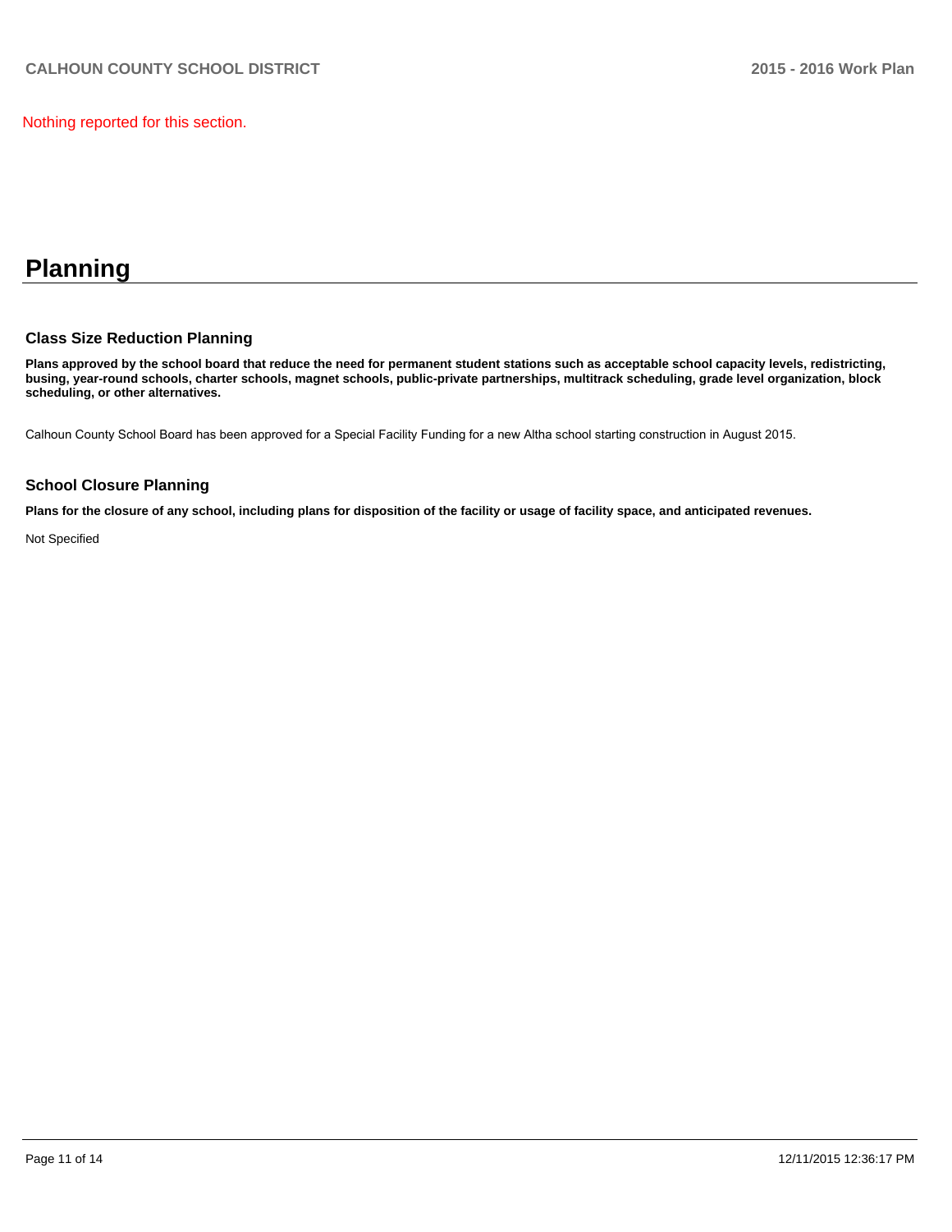Nothing reported for this section.

# Planning

## Class Size Reduction Planning

**Plans approved by the school board that reduce the need for permanent student stations such as acceptable school capacity levels, redistricting, busing, year-round schools, charter schools, magnet schools, public-private partnerships, multitrack scheduling, grade level organization, block scheduling, or other alternatives.**

Calhoun County School Board has been approved for a Special Facility Funding for a new Altha school starting construction in August 2015.

## School Closure Planning

**Plans for the closure of any school, including plans for disposition of the facility or usage of facility space, and anticipated revenues.**

Not Specified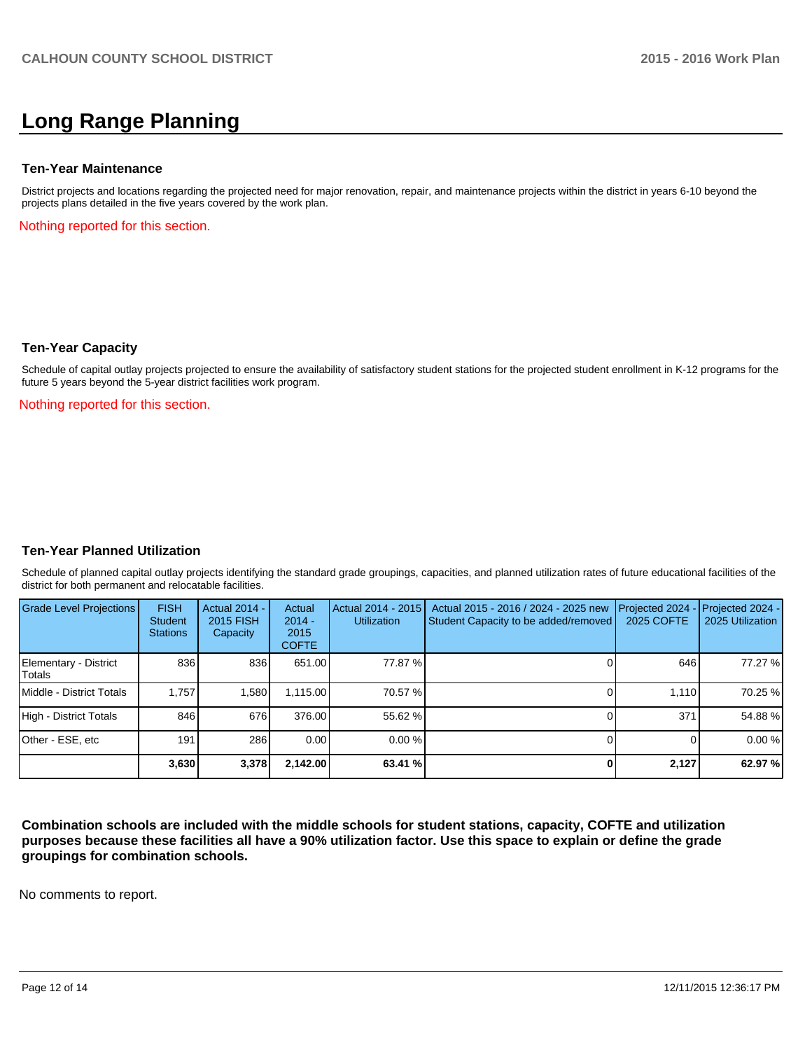# Long Range Planning

### Ten-Year Maintenance

District projects and locations regarding the projected need for major renovation, repair, and maintenance projects within the district in years 6-10 beyond the projects plans detailed in the five years covered by the work plan.

Nothing reported for this section.

### Ten-Year Capacity

Schedule of capital outlay projects projected to ensure the availability of satisfactory student stations for the projected student enrollment in K-12 programs for the future 5 years beyond the 5-year district facilities work program.

Nothing reported for this section.

### Ten-Year Planned Utilization

Schedule of planned capital outlay projects identifying the standard grade groupings, capacities, and planned utilization rates of future educational facilities of the district for both permanent and relocatable facilities.

| Grade Level Projections | FISH Student Stations | Actual 2014 - 2015 FISH Capacity | Actual 2014 - 2015 COFTE | Actual 2014 - 2015 Utilization | Actual 2015 - 2016 / 2024 - 2025 new Student Capacity to be added/removed | Projected 2024 - 2025 COFTE | Projected 2024 - 2025 Utilization |
|---|---|---|---|---|---|---|---|
| Elementary - District Totals | 836 | 836 | 651.00 | 77.87 % | 0 | 646 | 77.27 % |
| Middle - District Totals | 1,757 | 1,580 | 1,115.00 | 70.57 % | 0 | 1,110 | 70.25 % |
| High - District Totals | 846 | 676 | 376.00 | 55.62 % | 0 | 371 | 54.88 % |
| Other - ESE, etc | 191 | 286 | 0.00 | 0.00 % | 0 | 0 | 0.00 % |
| | **3,630** | **3,378** | **2,142.00** | **63.41 %** | **0** | **2,127** | **62.97 %** |

**Combination schools are included with the middle schools for student stations, capacity, COFTE and utilization purposes because these facilities all have a 90% utilization factor. Use this space to explain or define the grade groupings for combination schools.**

No comments to report.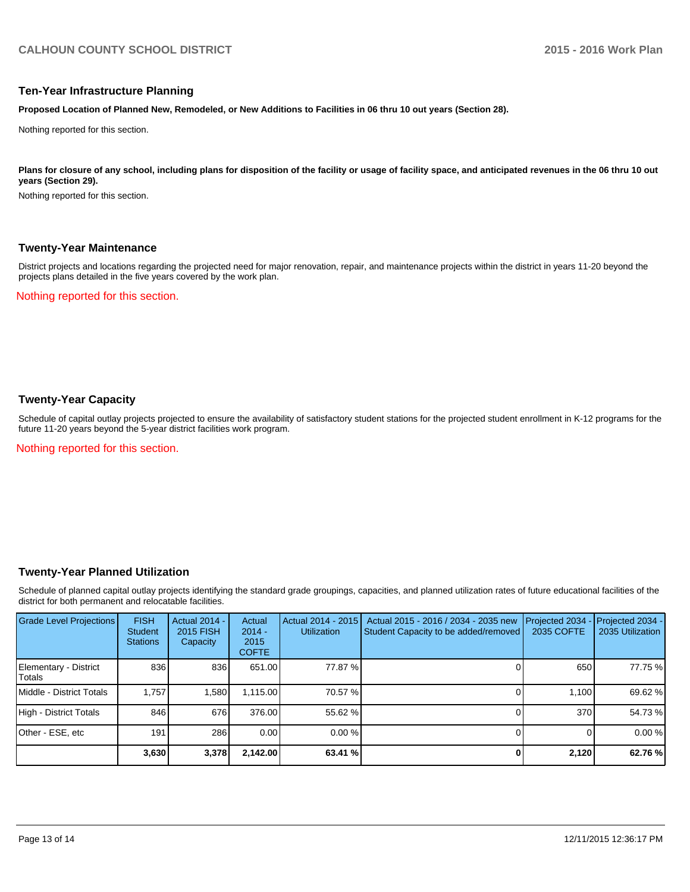## Ten-Year Infrastructure Planning

**Proposed Location of Planned New, Remodeled, or New Additions to Facilities in 06 thru 10 out years (Section 28).**

Nothing reported for this section.

**Plans for closure of any school, including plans for disposition of the facility or usage of facility space, and anticipated revenues in the 06 thru 10 out years (Section 29).**

Nothing reported for this section.

## Twenty-Year Maintenance

District projects and locations regarding the projected need for major renovation, repair, and maintenance projects within the district in years 11-20 beyond the projects plans detailed in the five years covered by the work plan.

Nothing reported for this section.

## Twenty-Year Capacity

Schedule of capital outlay projects projected to ensure the availability of satisfactory student stations for the projected student enrollment in K-12 programs for the future 11-20 years beyond the 5-year district facilities work program.

Nothing reported for this section.

## Twenty-Year Planned Utilization

Schedule of planned capital outlay projects identifying the standard grade groupings, capacities, and planned utilization rates of future educational facilities of the district for both permanent and relocatable facilities.

| Grade Level Projections | FISH Student Stations | Actual 2014 - 2015 FISH Capacity | Actual 2014 - 2015 COFTE | Actual 2014 - 2015 Utilization | Actual 2015 - 2016 / 2034 - 2035 new Student Capacity to be added/removed | Projected 2034 - 2035 COFTE | Projected 2034 - 2035 Utilization |
|---|---|---|---|---|---|---|---|
| Elementary - District Totals | 836 | 836 | 651.00 | 77.87 % | 0 | 650 | 77.75 % |
| Middle - District Totals | 1,757 | 1,580 | 1,115.00 | 70.57 % | 0 | 1,100 | 69.62 % |
| High - District Totals | 846 | 676 | 376.00 | 55.62 % | 0 | 370 | 54.73 % |
| Other - ESE, etc | 191 | 286 | 0.00 | 0.00 % | 0 | 0 | 0.00 % |
| | **3,630** | **3,378** | **2,142.00** | **63.41 %** | **0** | **2,120** | **62.76 %** |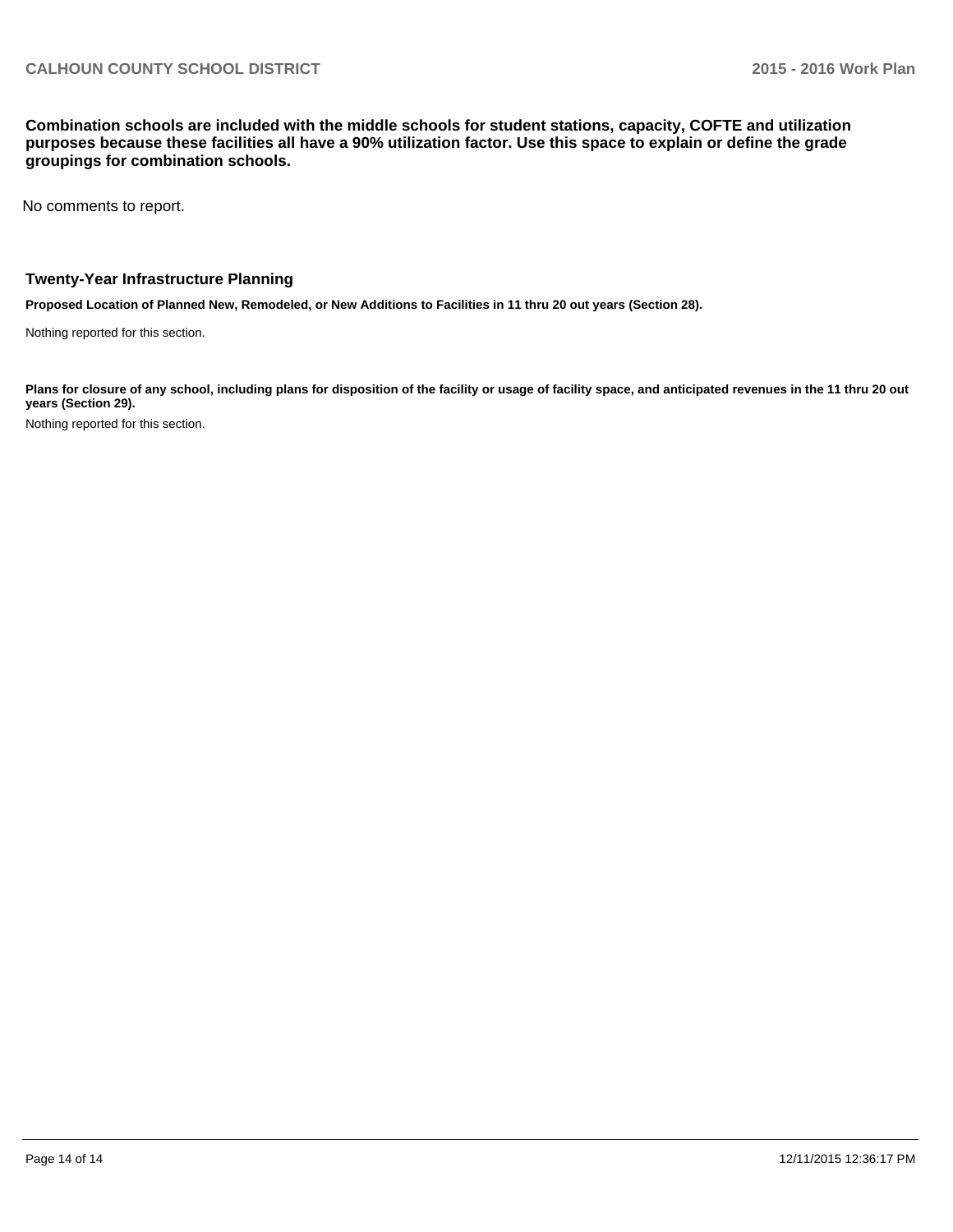**Combination schools are included with the middle schools for student stations, capacity, COFTE and utilization purposes because these facilities all have a 90% utilization factor. Use this space to explain or define the grade groupings for combination schools.**

No comments to report.

## Twenty-Year Infrastructure Planning

**Proposed Location of Planned New, Remodeled, or New Additions to Facilities in 11 thru 20 out years (Section 28).**

Nothing reported for this section.

**Plans for closure of any school, including plans for disposition of the facility or usage of facility space, and anticipated revenues in the 11 thru 20 out years (Section 29).**

Nothing reported for this section.